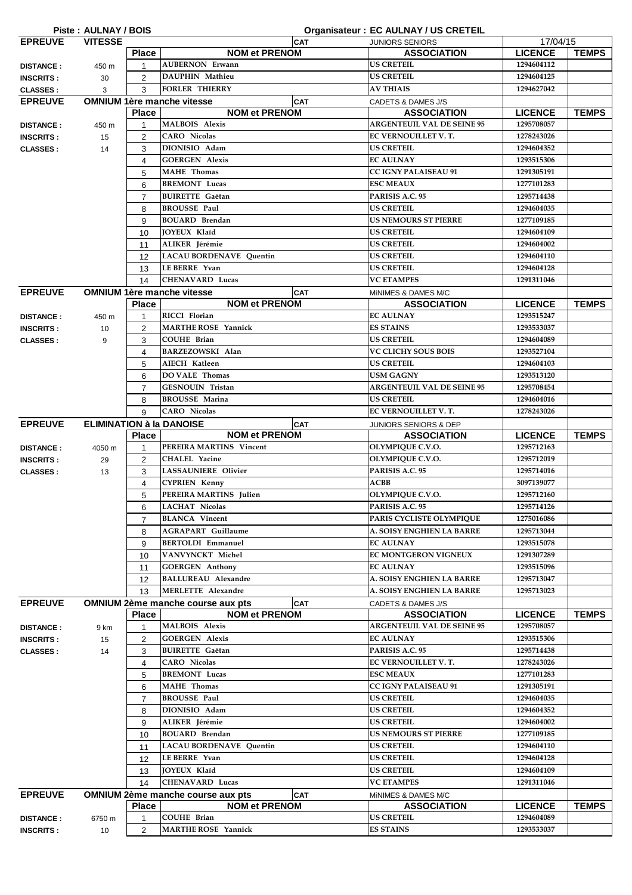**Piste : AULNAY / BOIS** — **Organisateur : EC AULNAY / US CRETEIL**

| EPREUVE | VITESSE | | | CAT | JUNIORS SENIORS | 17/04/15 | |
|---|---|---|---|---|---|---|---|
| | | **Place** | **NOM et PRENOM** | | **ASSOCIATION** | **LICENCE** | **TEMPS** |
| **DISTANCE :** | 450 m | 1 | AUBERNON Erwann | | US CRETEIL | 1294604112 | |
| **INSCRITS :** | 30 | 2 | DAUPHIN Mathieu | | US CRETEIL | 1294604125 | |
| **CLASSES :** | 3 | 3 | FORLER THIERRY | | AV THIAIS | 1294627042 | |

| EPREUVE | OMNIUM 1ère manche vitesse | | | CAT | CADETS & DAMES J/S | | |
|---|---|---|---|---|---|---|---|
| | | **Place** | **NOM et PRENOM** | | **ASSOCIATION** | **LICENCE** | **TEMPS** |
| **DISTANCE :** | 450 m | 1 | MALBOIS Alexis | | ARGENTEUIL VAL DE SEINE 95 | 1295708057 | |
| **INSCRITS :** | 15 | 2 | CARO Nicolas | | EC VERNOUILLET V. T. | 1278243026 | |
| **CLASSES :** | 14 | 3 | DIONISIO Adam | | US CRETEIL | 1294604352 | |
| | | 4 | GOERGEN Alexis | | EC AULNAY | 1293515306 | |
| | | 5 | MAHE Thomas | | CC IGNY PALAISEAU 91 | 1291305191 | |
| | | 6 | BREMONT Lucas | | ESC MEAUX | 1277101283 | |
| | | 7 | BUIRETTE Gaëtan | | PARISIS A.C. 95 | 1295714438 | |
| | | 8 | BROUSSE Paul | | US CRETEIL | 1294604035 | |
| | | 9 | BOUARD Brendan | | US NEMOURS ST PIERRE | 1277109185 | |
| | | 10 | JOYEUX Klaïd | | US CRETEIL | 1294604109 | |
| | | 11 | ALIKER Jérémie | | US CRETEIL | 1294604002 | |
| | | 12 | LACAU BORDENAVE Quentin | | US CRETEIL | 1294604110 | |
| | | 13 | LE BERRE Yvan | | US CRETEIL | 1294604128 | |
| | | 14 | CHENAVARD Lucas | | VC ETAMPES | 1291311046 | |

| EPREUVE | OMNIUM 1ère manche vitesse | | | CAT | MiNIMES & DAMES M/C | | |
|---|---|---|---|---|---|---|---|
| | | **Place** | **NOM et PRENOM** | | **ASSOCIATION** | **LICENCE** | **TEMPS** |
| **DISTANCE :** | 450 m | 1 | RICCI Florian | | EC AULNAY | 1293515247 | |
| **INSCRITS :** | 10 | 2 | MARTHE ROSE Yannick | | ES STAINS | 1293533037 | |
| **CLASSES :** | 9 | 3 | COUHE Brian | | US CRETEIL | 1294604089 | |
| | | 4 | BARZEZOWSKI Alan | | VC CLICHY SOUS BOIS | 1293527104 | |
| | | 5 | AIECH Katleen | | US CRETEIL | 1294604103 | |
| | | 6 | DO VALE Thomas | | USM GAGNY | 1293513120 | |
| | | 7 | GESNOUIN Tristan | | ARGENTEUIL VAL DE SEINE 95 | 1295708454 | |
| | | 8 | BROUSSE Marina | | US CRETEIL | 1294604016 | |
| | | 9 | CARO Nicolas | | EC VERNOUILLET V. T. | 1278243026 | |

| EPREUVE | ELIMINATION à la DANOISE | | | CAT | JUNIORS SENIORS & DEP | | |
|---|---|---|---|---|---|---|---|
| | | **Place** | **NOM et PRENOM** | | **ASSOCIATION** | **LICENCE** | **TEMPS** |
| **DISTANCE :** | 4050 m | 1 | PEREIRA MARTINS Vincent | | OLYMPIQUE C.V.O. | 1295712163 | |
| **INSCRITS :** | 29 | 2 | CHALEL Yacine | | OLYMPIQUE C.V.O. | 1295712019 | |
| **CLASSES :** | 13 | 3 | LASSAUNIERE Olivier | | PARISIS A.C. 95 | 1295714016 | |
| | | 4 | CYPRIEN Kenny | | ACBB | 3097139077 | |
| | | 5 | PEREIRA MARTINS Julien | | OLYMPIQUE C.V.O. | 1295712160 | |
| | | 6 | LACHAT Nicolas | | PARISIS A.C. 95 | 1295714126 | |
| | | 7 | BLANCA Vincent | | PARIS CYCLISTE OLYMPIQUE | 1275016086 | |
| | | 8 | AGRAPART Guillaume | | A. SOISY ENGHIEN LA BARRE | 1295713044 | |
| | | 9 | BERTOLDI Emmanuel | | EC AULNAY | 1293515078 | |
| | | 10 | VANVYNCKT Michel | | EC MONTGERON VIGNEUX | 1291307289 | |
| | | 11 | GOERGEN Anthony | | EC AULNAY | 1293515096 | |
| | | 12 | BALLUREAU Alexandre | | A. SOISY ENGHIEN LA BARRE | 1295713047 | |
| | | 13 | MERLETTE Alexandre | | A. SOISY ENGHIEN LA BARRE | 1295713023 | |

| EPREUVE | OMNIUM 2ème manche course aux pts | | | CAT | CADETS & DAMES J/S | | |
|---|---|---|---|---|---|---|---|
| | | **Place** | **NOM et PRENOM** | | **ASSOCIATION** | **LICENCE** | **TEMPS** |
| **DISTANCE :** | 9 km | 1 | MALBOIS Alexis | | ARGENTEUIL VAL DE SEINE 95 | 1295708057 | |
| **INSCRITS :** | 15 | 2 | GOERGEN Alexis | | EC AULNAY | 1293515306 | |
| **CLASSES :** | 14 | 3 | BUIRETTE Gaëtan | | PARISIS A.C. 95 | 1295714438 | |
| | | 4 | CARO Nicolas | | EC VERNOUILLET V. T. | 1278243026 | |
| | | 5 | BREMONT Lucas | | ESC MEAUX | 1277101283 | |
| | | 6 | MAHE Thomas | | CC IGNY PALAISEAU 91 | 1291305191 | |
| | | 7 | BROUSSE Paul | | US CRETEIL | 1294604035 | |
| | | 8 | DIONISIO Adam | | US CRETEIL | 1294604352 | |
| | | 9 | ALIKER Jérémie | | US CRETEIL | 1294604002 | |
| | | 10 | BOUARD Brendan | | US NEMOURS ST PIERRE | 1277109185 | |
| | | 11 | LACAU BORDENAVE Quentin | | US CRETEIL | 1294604110 | |
| | | 12 | LE BERRE Yvan | | US CRETEIL | 1294604128 | |
| | | 13 | JOYEUX Klaïd | | US CRETEIL | 1294604109 | |
| | | 14 | CHENAVARD Lucas | | VC ETAMPES | 1291311046 | |

| EPREUVE | OMNIUM 2ème manche course aux pts | | | CAT | MiNIMES & DAMES M/C | | |
|---|---|---|---|---|---|---|---|
| | | **Place** | **NOM et PRENOM** | | **ASSOCIATION** | **LICENCE** | **TEMPS** |
| **DISTANCE :** | 6750 m | 1 | COUHE Brian | | US CRETEIL | 1294604089 | |
| **INSCRITS :** | 10 | 2 | MARTHE ROSE Yannick | | ES STAINS | 1293533037 | |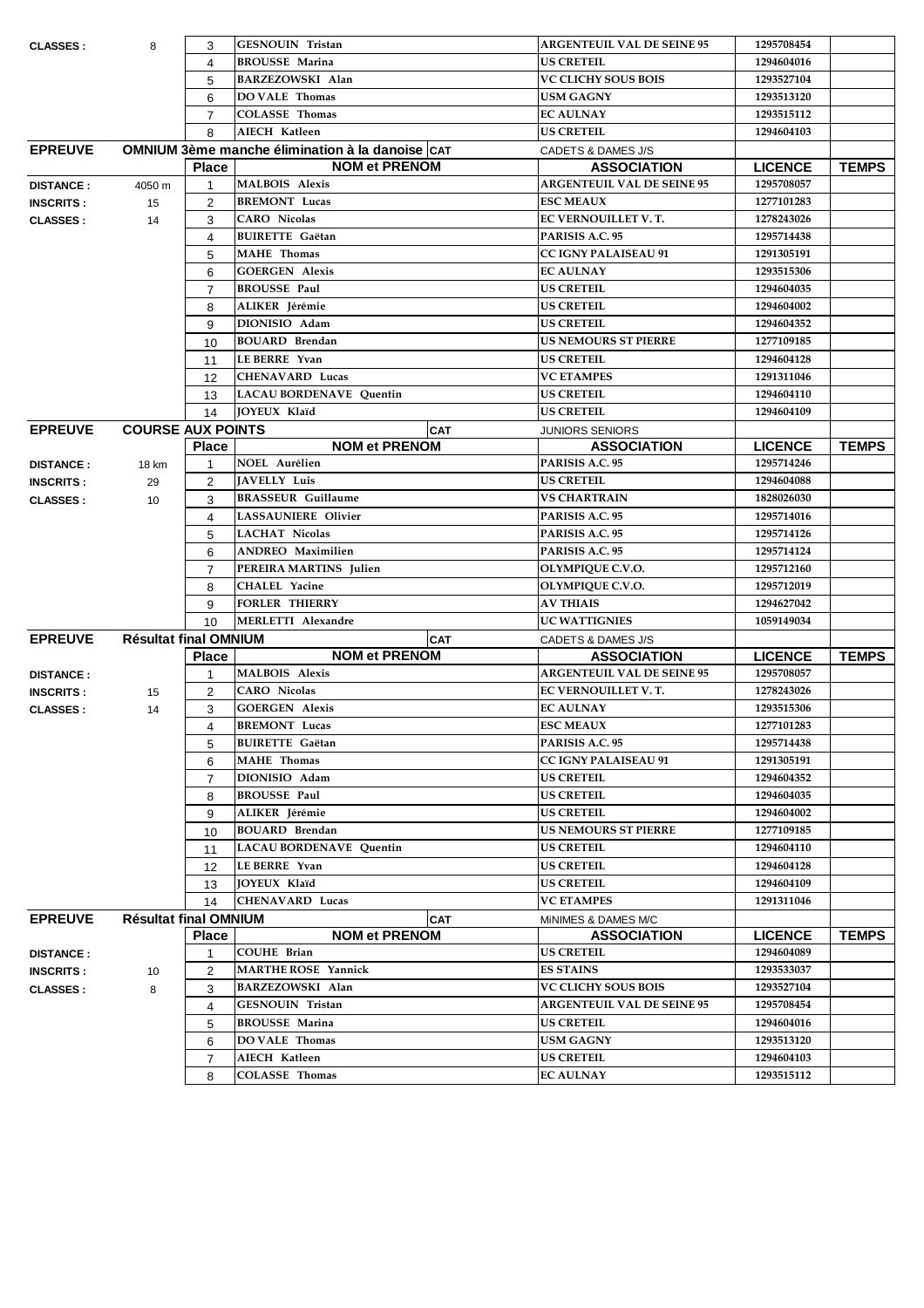| | | | | | | |
|---|---|---|---|---|---|---|
| **CLASSES :** | 8 | 3 | GESNOUIN Tristan | ARGENTEUIL VAL DE SEINE 95 | 1295708454 | |
| | | 4 | BROUSSE Marina | US CRETEIL | 1294604016 | |
| | | 5 | BARZEZOWSKI Alan | VC CLICHY SOUS BOIS | 1293527104 | |
| | | 6 | DO VALE Thomas | USM GAGNY | 1293513120 | |
| | | 7 | COLASSE Thomas | EC AULNAY | 1293515112 | |
| | | 8 | AIECH Katleen | US CRETEIL | 1294604103 | |

| **EPREUVE** | **OMNIUM 3ème manche élimination à la danoise** | | **CAT** | CADETS & DAMES J/S | | |
|---|---|---|---|---|---|---|
| | | **Place** | **NOM et PRENOM** | **ASSOCIATION** | **LICENCE** | **TEMPS** |
| **DISTANCE :** | 4050 m | 1 | MALBOIS Alexis | ARGENTEUIL VAL DE SEINE 95 | 1295708057 | |
| **INSCRITS :** | 15 | 2 | BREMONT Lucas | ESC MEAUX | 1277101283 | |
| **CLASSES :** | 14 | 3 | CARO Nicolas | EC VERNOUILLET V. T. | 1278243026 | |
| | | 4 | BUIRETTE Gaëtan | PARISIS A.C. 95 | 1295714438 | |
| | | 5 | MAHE Thomas | CC IGNY PALAISEAU 91 | 1291305191 | |
| | | 6 | GOERGEN Alexis | EC AULNAY | 1293515306 | |
| | | 7 | BROUSSE Paul | US CRETEIL | 1294604035 | |
| | | 8 | ALIKER Jérémie | US CRETEIL | 1294604002 | |
| | | 9 | DIONISIO Adam | US CRETEIL | 1294604352 | |
| | | 10 | BOUARD Brendan | US NEMOURS ST PIERRE | 1277109185 | |
| | | 11 | LE BERRE Yvan | US CRETEIL | 1294604128 | |
| | | 12 | CHENAVARD Lucas | VC ETAMPES | 1291311046 | |
| | | 13 | LACAU BORDENAVE Quentin | US CRETEIL | 1294604110 | |
| | | 14 | JOYEUX Klaïd | US CRETEIL | 1294604109 | |

| **EPREUVE** | **COURSE AUX POINTS** | | **CAT** | JUNIORS SENIORS | | |
|---|---|---|---|---|---|---|
| | | **Place** | **NOM et PRENOM** | **ASSOCIATION** | **LICENCE** | **TEMPS** |
| **DISTANCE :** | 18 km | 1 | NOEL Aurélien | PARISIS A.C. 95 | 1295714246 | |
| **INSCRITS :** | 29 | 2 | JAVELLY Luis | US CRETEIL | 1294604088 | |
| **CLASSES :** | 10 | 3 | BRASSEUR Guillaume | VS CHARTRAIN | 1828026030 | |
| | | 4 | LASSAUNIERE Olivier | PARISIS A.C. 95 | 1295714016 | |
| | | 5 | LACHAT Nicolas | PARISIS A.C. 95 | 1295714126 | |
| | | 6 | ANDREO Maximilien | PARISIS A.C. 95 | 1295714124 | |
| | | 7 | PEREIRA MARTINS Julien | OLYMPIQUE C.V.O. | 1295712160 | |
| | | 8 | CHALEL Yacine | OLYMPIQUE C.V.O. | 1295712019 | |
| | | 9 | FORLER THIERRY | AV THIAIS | 1294627042 | |
| | | 10 | MERLETTI Alexandre | UC WATTIGNIES | 1059149034 | |

| **EPREUVE** | **Résultat final OMNIUM** | | **CAT** | CADETS & DAMES J/S | | |
|---|---|---|---|---|---|---|
| | | **Place** | **NOM et PRENOM** | **ASSOCIATION** | **LICENCE** | **TEMPS** |
| **DISTANCE :** | | 1 | MALBOIS Alexis | ARGENTEUIL VAL DE SEINE 95 | 1295708057 | |
| **INSCRITS :** | 15 | 2 | CARO Nicolas | EC VERNOUILLET V. T. | 1278243026 | |
| **CLASSES :** | 14 | 3 | GOERGEN Alexis | EC AULNAY | 1293515306 | |
| | | 4 | BREMONT Lucas | ESC MEAUX | 1277101283 | |
| | | 5 | BUIRETTE Gaëtan | PARISIS A.C. 95 | 1295714438 | |
| | | 6 | MAHE Thomas | CC IGNY PALAISEAU 91 | 1291305191 | |
| | | 7 | DIONISIO Adam | US CRETEIL | 1294604352 | |
| | | 8 | BROUSSE Paul | US CRETEIL | 1294604035 | |
| | | 9 | ALIKER Jérémie | US CRETEIL | 1294604002 | |
| | | 10 | BOUARD Brendan | US NEMOURS ST PIERRE | 1277109185 | |
| | | 11 | LACAU BORDENAVE Quentin | US CRETEIL | 1294604110 | |
| | | 12 | LE BERRE Yvan | US CRETEIL | 1294604128 | |
| | | 13 | JOYEUX Klaïd | US CRETEIL | 1294604109 | |
| | | 14 | CHENAVARD Lucas | VC ETAMPES | 1291311046 | |

| **EPREUVE** | **Résultat final OMNIUM** | | **CAT** | MINIMES & DAMES M/C | | |
|---|---|---|---|---|---|---|
| | | **Place** | **NOM et PRENOM** | **ASSOCIATION** | **LICENCE** | **TEMPS** |
| **DISTANCE :** | | 1 | COUHE Brian | US CRETEIL | 1294604089 | |
| **INSCRITS :** | 10 | 2 | MARTHE ROSE Yannick | ES STAINS | 1293533037 | |
| **CLASSES :** | 8 | 3 | BARZEZOWSKI Alan | VC CLICHY SOUS BOIS | 1293527104 | |
| | | 4 | GESNOUIN Tristan | ARGENTEUIL VAL DE SEINE 95 | 1295708454 | |
| | | 5 | BROUSSE Marina | US CRETEIL | 1294604016 | |
| | | 6 | DO VALE Thomas | USM GAGNY | 1293513120 | |
| | | 7 | AIECH Katleen | US CRETEIL | 1294604103 | |
| | | 8 | COLASSE Thomas | EC AULNAY | 1293515112 | |